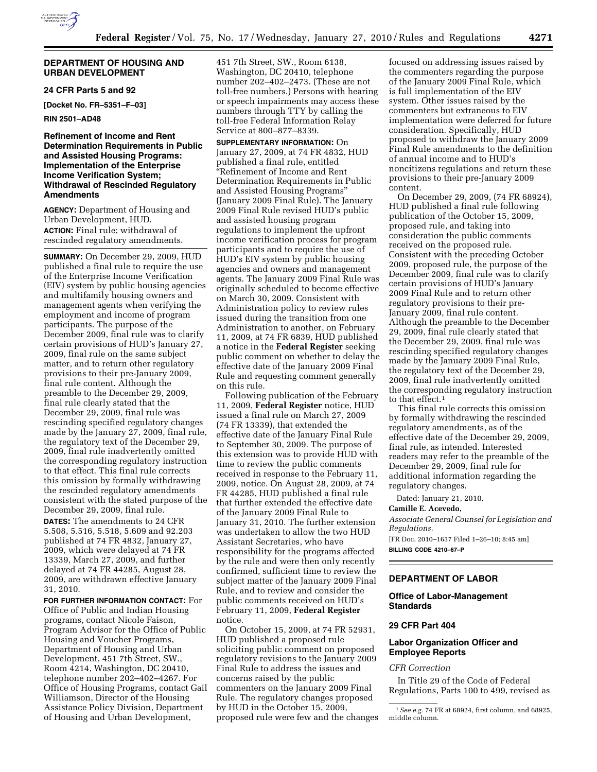## DEPARTMENT OF HOUSING AND URBAN DEVELOPMENT

### 24 CFR Parts 5 and 92

**[Docket No. FR–5351–F–03]**

**RIN 2501–AD48**

### Refinement of Income and Rent Determination Requirements in Public and Assisted Housing Programs: Implementation of the Enterprise Income Verification System; Withdrawal of Rescinded Regulatory Amendments

**AGENCY:** Department of Housing and Urban Development, HUD.

**ACTION:** Final rule; withdrawal of rescinded regulatory amendments.

**SUMMARY:** On December 29, 2009, HUD published a final rule to require the use of the Enterprise Income Verification (EIV) system by public housing agencies and multifamily housing owners and management agents when verifying the employment and income of program participants. The purpose of the December 2009, final rule was to clarify certain provisions of HUD's January 27, 2009, final rule on the same subject matter, and to return other regulatory provisions to their pre-January 2009, final rule content. Although the preamble to the December 29, 2009, final rule clearly stated that the December 29, 2009, final rule was rescinding specified regulatory changes made by the January 27, 2009, final rule, the regulatory text of the December 29, 2009, final rule inadvertently omitted the corresponding regulatory instruction to that effect. This final rule corrects this omission by formally withdrawing the rescinded regulatory amendments consistent with the stated purpose of the December 29, 2009, final rule.

**DATES:** The amendments to 24 CFR 5.508, 5.516, 5.518, 5.609 and 92.203 published at 74 FR 4832, January 27, 2009, which were delayed at 74 FR 13339, March 27, 2009, and further delayed at 74 FR 44285, August 28, 2009, are withdrawn effective January 31, 2010.

**FOR FURTHER INFORMATION CONTACT:** For Office of Public and Indian Housing programs, contact Nicole Faison, Program Advisor for the Office of Public Housing and Voucher Programs, Department of Housing and Urban Development, 451 7th Street, SW., Room 4214, Washington, DC 20410, telephone number 202–402–4267. For Office of Housing Programs, contact Gail Williamson, Director of the Housing Assistance Policy Division, Department of Housing and Urban Development, 451 7th Street, SW., Room 6138, Washington, DC 20410, telephone number 202–402–2473. (These are not toll-free numbers.) Persons with hearing or speech impairments may access these numbers through TTY by calling the toll-free Federal Information Relay Service at 800–877–8339.

**SUPPLEMENTARY INFORMATION:** On January 27, 2009, at 74 FR 4832, HUD published a final rule, entitled "Refinement of Income and Rent Determination Requirements in Public and Assisted Housing Programs" (January 2009 Final Rule). The January 2009 Final Rule revised HUD's public and assisted housing program regulations to implement the upfront income verification process for program participants and to require the use of HUD's EIV system by public housing agencies and owners and management agents. The January 2009 Final Rule was originally scheduled to become effective on March 30, 2009. Consistent with Administration policy to review rules issued during the transition from one Administration to another, on February 11, 2009, at 74 FR 6839, HUD published a notice in the **Federal Register** seeking public comment on whether to delay the effective date of the January 2009 Final Rule and requesting comment generally on this rule.

Following publication of the February 11, 2009, **Federal Register** notice, HUD issued a final rule on March 27, 2009 (74 FR 13339), that extended the effective date of the January Final Rule to September 30, 2009. The purpose of this extension was to provide HUD with time to review the public comments received in response to the February 11, 2009, notice. On August 28, 2009, at 74 FR 44285, HUD published a final rule that further extended the effective date of the January 2009 Final Rule to January 31, 2010. The further extension was undertaken to allow the two HUD Assistant Secretaries, who have responsibility for the programs affected by the rule and were then only recently confirmed, sufficient time to review the subject matter of the January 2009 Final Rule, and to review and consider the public comments received on HUD's February 11, 2009, **Federal Register** notice.

On October 15, 2009, at 74 FR 52931, HUD published a proposed rule soliciting public comment on proposed regulatory revisions to the January 2009 Final Rule to address the issues and concerns raised by the public commenters on the January 2009 Final Rule. The regulatory changes proposed by HUD in the October 15, 2009, proposed rule were few and the changes focused on addressing issues raised by the commenters regarding the purpose of the January 2009 Final Rule, which is full implementation of the EIV system. Other issues raised by the commenters but extraneous to EIV implementation were deferred for future consideration. Specifically, HUD proposed to withdraw the January 2009 Final Rule amendments to the definition of annual income and to HUD's noncitizens regulations and return these provisions to their pre-January 2009 content.

On December 29, 2009, (74 FR 68924), HUD published a final rule following publication of the October 15, 2009, proposed rule, and taking into consideration the public comments received on the proposed rule. Consistent with the preceding October 2009, proposed rule, the purpose of the December 2009, final rule was to clarify certain provisions of HUD's January 2009 Final Rule and to return other regulatory provisions to their pre-January 2009, final rule content. Although the preamble to the December 29, 2009, final rule clearly stated that the December 29, 2009, final rule was rescinding specified regulatory changes made by the January 2009 Final Rule, the regulatory text of the December 29, 2009, final rule inadvertently omitted the corresponding regulatory instruction to that effect.[1]

This final rule corrects this omission by formally withdrawing the rescinded regulatory amendments, as of the effective date of the December 29, 2009, final rule, as intended. Interested readers may refer to the preamble of the December 29, 2009, final rule for additional information regarding the regulatory changes.

Dated: January 21, 2010.

**Camille E. Acevedo,**

*Associate General Counsel for Legislation and Regulations.*

[FR Doc. 2010–1637 Filed 1–26–10; 8:45 am]

**BILLING CODE 4210–67–P**

[1] *See e.g.* 74 FR at 68924, first column, and 68925, middle column.

## DEPARTMENT OF LABOR

### Office of Labor-Management Standards

### 29 CFR Part 404

### Labor Organization Officer and Employee Reports

*CFR Correction*

In Title 29 of the Code of Federal Regulations, Parts 100 to 499, revised as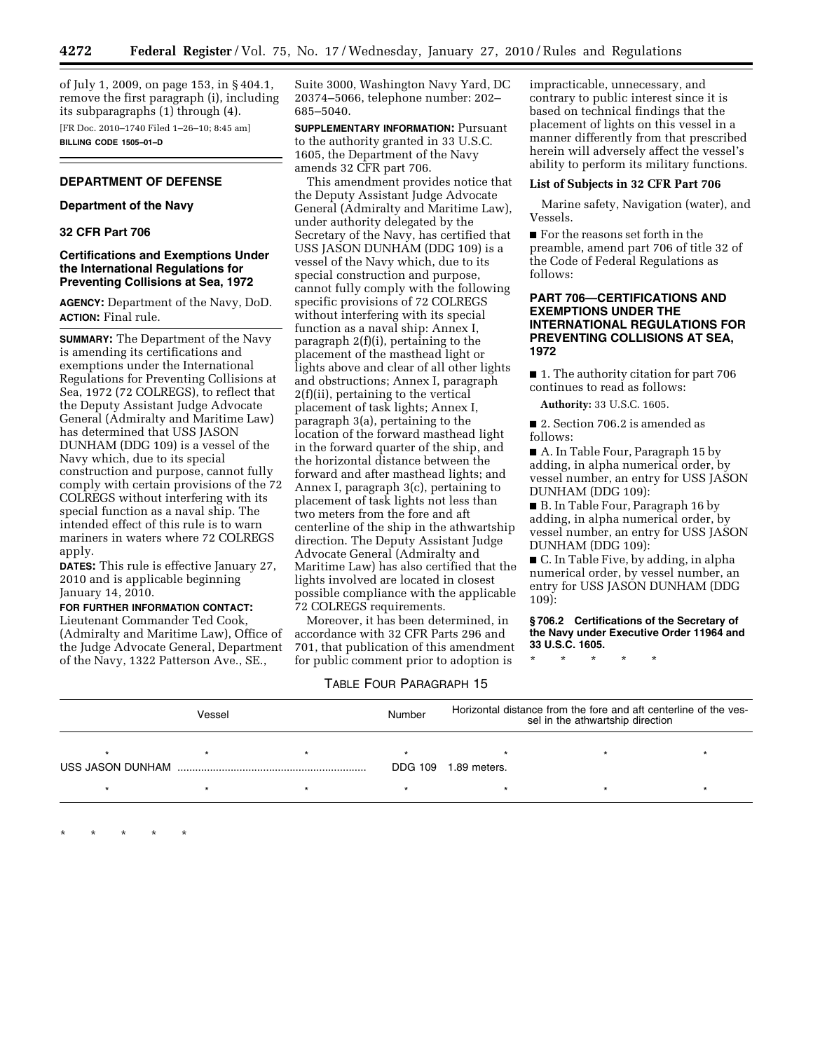of July 1, 2009, on page 153, in § 404.1, remove the first paragraph (i), including its subparagraphs (1) through (4).

[FR Doc. 2010–1740 Filed 1–26–10; 8:45 am]

**BILLING CODE 1505–01–D**

## DEPARTMENT OF DEFENSE

### Department of the Navy

### 32 CFR Part 706

### Certifications and Exemptions Under the International Regulations for Preventing Collisions at Sea, 1972

**AGENCY:** Department of the Navy, DoD.

**ACTION:** Final rule.

**SUMMARY:** The Department of the Navy is amending its certifications and exemptions under the International Regulations for Preventing Collisions at Sea, 1972 (72 COLREGS), to reflect that the Deputy Assistant Judge Advocate General (Admiralty and Maritime Law) has determined that USS JASON DUNHAM (DDG 109) is a vessel of the Navy which, due to its special construction and purpose, cannot fully comply with certain provisions of the 72 COLREGS without interfering with its special function as a naval ship. The intended effect of this rule is to warn mariners in waters where 72 COLREGS apply.

**DATES:** This rule is effective January 27, 2010 and is applicable beginning January 14, 2010.

**FOR FURTHER INFORMATION CONTACT:** Lieutenant Commander Ted Cook, (Admiralty and Maritime Law), Office of the Judge Advocate General, Department of the Navy, 1322 Patterson Ave., SE., Suite 3000, Washington Navy Yard, DC 20374–5066, telephone number: 202–685–5040.

**SUPPLEMENTARY INFORMATION:** Pursuant to the authority granted in 33 U.S.C. 1605, the Department of the Navy amends 32 CFR part 706.

This amendment provides notice that the Deputy Assistant Judge Advocate General (Admiralty and Maritime Law), under authority delegated by the Secretary of the Navy, has certified that USS JASON DUNHAM (DDG 109) is a vessel of the Navy which, due to its special construction and purpose, cannot fully comply with the following specific provisions of 72 COLREGS without interfering with its special function as a naval ship: Annex I, paragraph 2(f)(i), pertaining to the placement of the masthead light or lights above and clear of all other lights and obstructions; Annex I, paragraph 2(f)(ii), pertaining to the vertical placement of task lights; Annex I, paragraph 3(a), pertaining to the location of the forward masthead light in the forward quarter of the ship, and the horizontal distance between the forward and after masthead lights; and Annex I, paragraph 3(c), pertaining to placement of task lights not less than two meters from the fore and aft centerline of the ship in the athwartship direction. The Deputy Assistant Judge Advocate General (Admiralty and Maritime Law) has also certified that the lights involved are located in closest possible compliance with the applicable 72 COLREGS requirements.

Moreover, it has been determined, in accordance with 32 CFR Parts 296 and 701, that publication of this amendment for public comment prior to adoption is impracticable, unnecessary, and contrary to public interest since it is based on technical findings that the placement of lights on this vessel in a manner differently from that prescribed herein will adversely affect the vessel's ability to perform its military functions.

### List of Subjects in 32 CFR Part 706

Marine safety, Navigation (water), and Vessels.

■ For the reasons set forth in the preamble, amend part 706 of title 32 of the Code of Federal Regulations as follows:

## PART 706—CERTIFICATIONS AND EXEMPTIONS UNDER THE INTERNATIONAL REGULATIONS FOR PREVENTING COLLISIONS AT SEA, 1972

■ 1. The authority citation for part 706 continues to read as follows:

**Authority:** 33 U.S.C. 1605.

■ 2. Section 706.2 is amended as follows:

■ A. In Table Four, Paragraph 15 by adding, in alpha numerical order, by vessel number, an entry for USS JASON DUNHAM (DDG 109):

■ B. In Table Four, Paragraph 16 by adding, in alpha numerical order, by vessel number, an entry for USS JASON DUNHAM (DDG 109):

■ C. In Table Five, by adding, in alpha numerical order, by vessel number, an entry for USS JASON DUNHAM (DDG 109):

**§ 706.2 Certifications of the Secretary of the Navy under Executive Order 11964 and 33 U.S.C. 1605.**

\* \* \* \* \*

TABLE FOUR PARAGRAPH 15

| Vessel | Number | Horizontal distance from the fore and aft centerline of the vessel in the athwartship direction |
|---|---|---|
| \* \* \* | \* | \* \* \* |
| USS JASON DUNHAM | DDG 109 | 1.89 meters. |
| \* \* \* | \* | \* \* \* |

\* \* \* \* \*